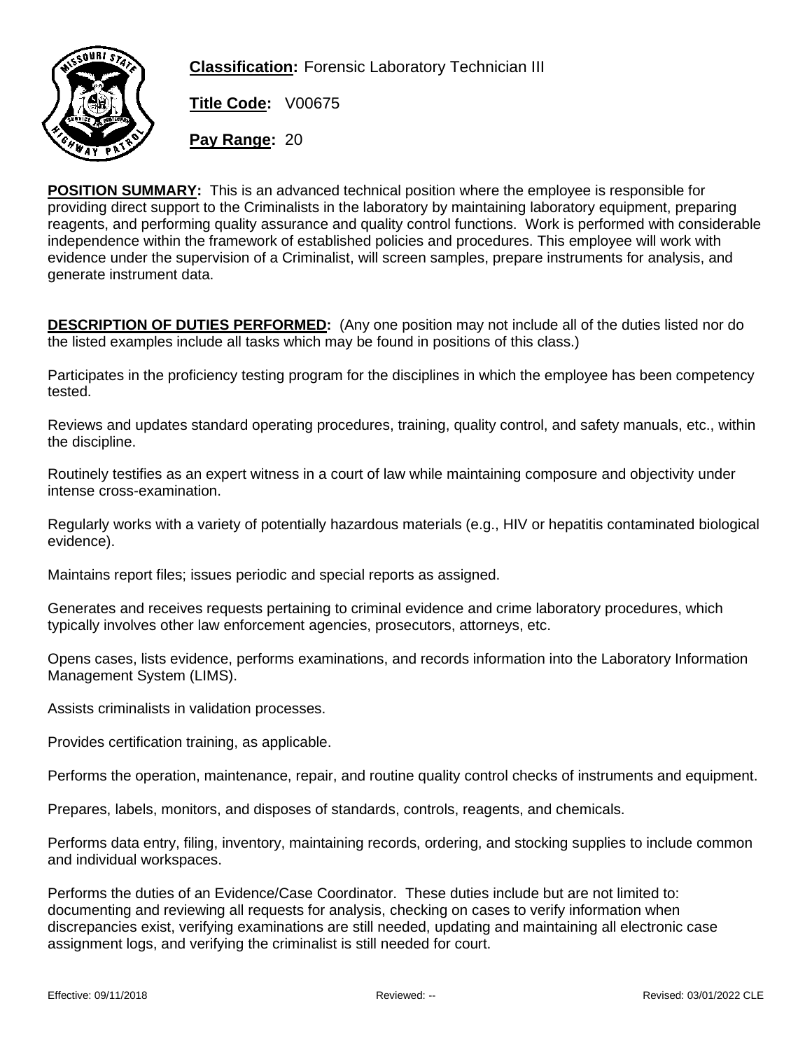**Classification:** Forensic Laboratory Technician III

**Title Code:** V00675

**Pay Range:** 20

**POSITION SUMMARY:** This is an advanced technical position where the employee is responsible for providing direct support to the Criminalists in the laboratory by maintaining laboratory equipment, preparing reagents, and performing quality assurance and quality control functions. Work is performed with considerable independence within the framework of established policies and procedures. This employee will work with evidence under the supervision of a Criminalist, will screen samples, prepare instruments for analysis, and generate instrument data.

**DESCRIPTION OF DUTIES PERFORMED:** (Any one position may not include all of the duties listed nor do the listed examples include all tasks which may be found in positions of this class.)

Participates in the proficiency testing program for the disciplines in which the employee has been competency tested.

Reviews and updates standard operating procedures, training, quality control, and safety manuals, etc., within the discipline.

Routinely testifies as an expert witness in a court of law while maintaining composure and objectivity under intense cross-examination.

Regularly works with a variety of potentially hazardous materials (e.g., HIV or hepatitis contaminated biological evidence).

Maintains report files; issues periodic and special reports as assigned.

Generates and receives requests pertaining to criminal evidence and crime laboratory procedures, which typically involves other law enforcement agencies, prosecutors, attorneys, etc.

Opens cases, lists evidence, performs examinations, and records information into the Laboratory Information Management System (LIMS).

Assists criminalists in validation processes.

Provides certification training, as applicable.

Performs the operation, maintenance, repair, and routine quality control checks of instruments and equipment.

Prepares, labels, monitors, and disposes of standards, controls, reagents, and chemicals.

Performs data entry, filing, inventory, maintaining records, ordering, and stocking supplies to include common and individual workspaces.

Performs the duties of an Evidence/Case Coordinator. These duties include but are not limited to: documenting and reviewing all requests for analysis, checking on cases to verify information when discrepancies exist, verifying examinations are still needed, updating and maintaining all electronic case assignment logs, and verifying the criminalist is still needed for court.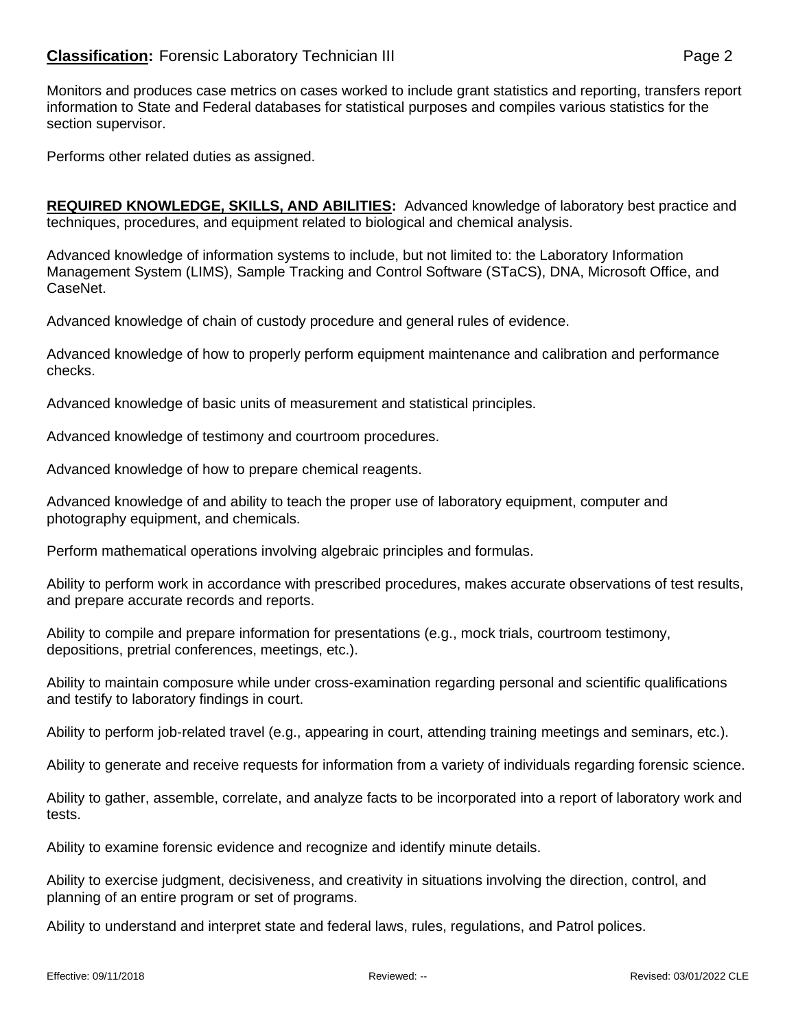Monitors and produces case metrics on cases worked to include grant statistics and reporting, transfers report information to State and Federal databases for statistical purposes and compiles various statistics for the section supervisor.

Performs other related duties as assigned.

**REQUIRED KNOWLEDGE, SKILLS, AND ABILITIES:** Advanced knowledge of laboratory best practice and techniques, procedures, and equipment related to biological and chemical analysis.

Advanced knowledge of information systems to include, but not limited to: the Laboratory Information Management System (LIMS), Sample Tracking and Control Software (STaCS), DNA, Microsoft Office, and CaseNet.

Advanced knowledge of chain of custody procedure and general rules of evidence.

Advanced knowledge of how to properly perform equipment maintenance and calibration and performance checks.

Advanced knowledge of basic units of measurement and statistical principles.

Advanced knowledge of testimony and courtroom procedures.

Advanced knowledge of how to prepare chemical reagents.

Advanced knowledge of and ability to teach the proper use of laboratory equipment, computer and photography equipment, and chemicals.

Perform mathematical operations involving algebraic principles and formulas.

Ability to perform work in accordance with prescribed procedures, makes accurate observations of test results, and prepare accurate records and reports.

Ability to compile and prepare information for presentations (e.g., mock trials, courtroom testimony, depositions, pretrial conferences, meetings, etc.).

Ability to maintain composure while under cross-examination regarding personal and scientific qualifications and testify to laboratory findings in court.

Ability to perform job-related travel (e.g., appearing in court, attending training meetings and seminars, etc.).

Ability to generate and receive requests for information from a variety of individuals regarding forensic science.

Ability to gather, assemble, correlate, and analyze facts to be incorporated into a report of laboratory work and tests.

Ability to examine forensic evidence and recognize and identify minute details.

Ability to exercise judgment, decisiveness, and creativity in situations involving the direction, control, and planning of an entire program or set of programs.

Ability to understand and interpret state and federal laws, rules, regulations, and Patrol polices.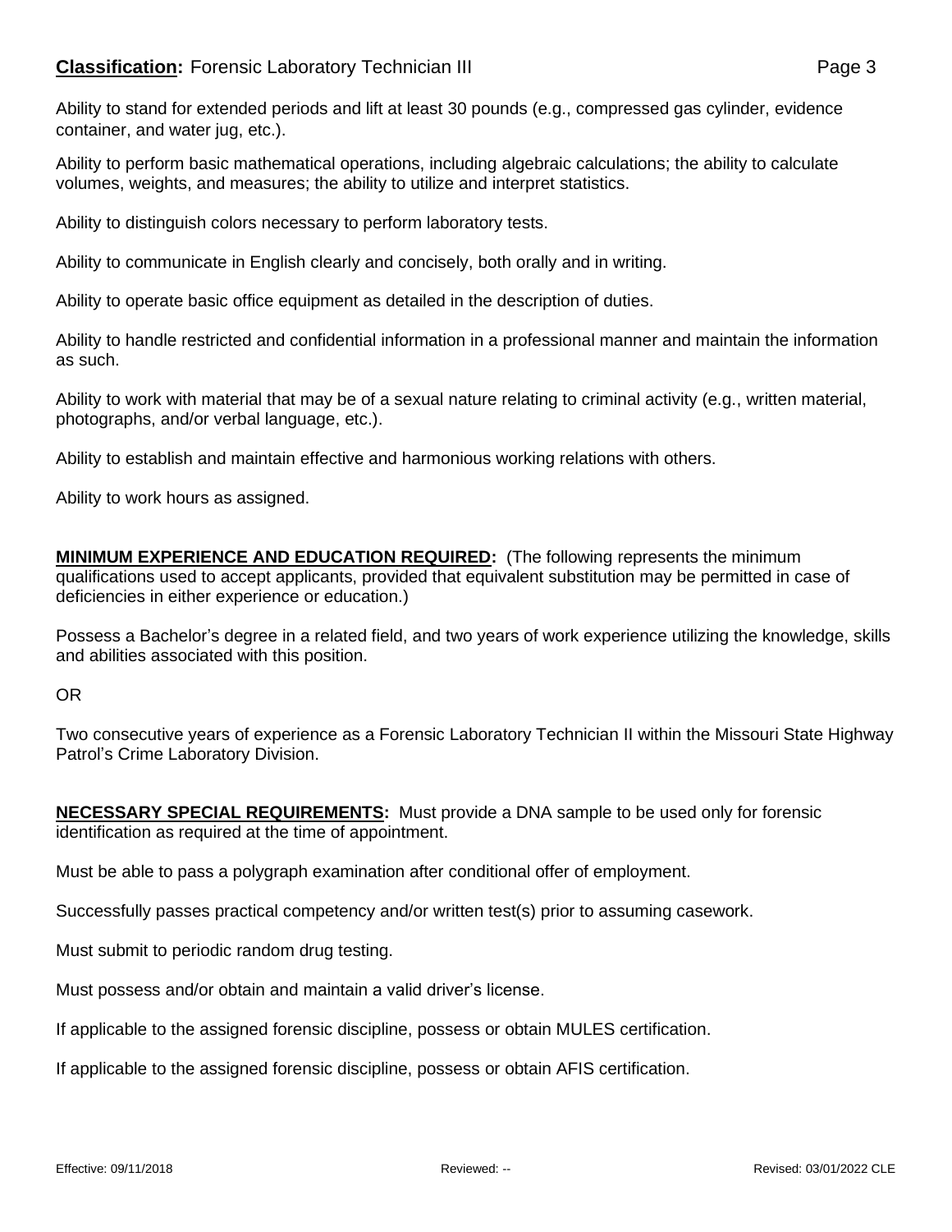Ability to stand for extended periods and lift at least 30 pounds (e.g., compressed gas cylinder, evidence container, and water jug, etc.).

Ability to perform basic mathematical operations, including algebraic calculations; the ability to calculate volumes, weights, and measures; the ability to utilize and interpret statistics.

Ability to distinguish colors necessary to perform laboratory tests.

Ability to communicate in English clearly and concisely, both orally and in writing.

Ability to operate basic office equipment as detailed in the description of duties.

Ability to handle restricted and confidential information in a professional manner and maintain the information as such.

Ability to work with material that may be of a sexual nature relating to criminal activity (e.g., written material, photographs, and/or verbal language, etc.).

Ability to establish and maintain effective and harmonious working relations with others.

Ability to work hours as assigned.

**MINIMUM EXPERIENCE AND EDUCATION REQUIRED:** (The following represents the minimum qualifications used to accept applicants, provided that equivalent substitution may be permitted in case of deficiencies in either experience or education.)

Possess a Bachelor's degree in a related field, and two years of work experience utilizing the knowledge, skills and abilities associated with this position.

OR

Two consecutive years of experience as a Forensic Laboratory Technician II within the Missouri State Highway Patrol's Crime Laboratory Division.

**NECESSARY SPECIAL REQUIREMENTS:** Must provide a DNA sample to be used only for forensic identification as required at the time of appointment.

Must be able to pass a polygraph examination after conditional offer of employment.

Successfully passes practical competency and/or written test(s) prior to assuming casework.

Must submit to periodic random drug testing.

Must possess and/or obtain and maintain a valid driver's license.

If applicable to the assigned forensic discipline, possess or obtain MULES certification.

If applicable to the assigned forensic discipline, possess or obtain AFIS certification.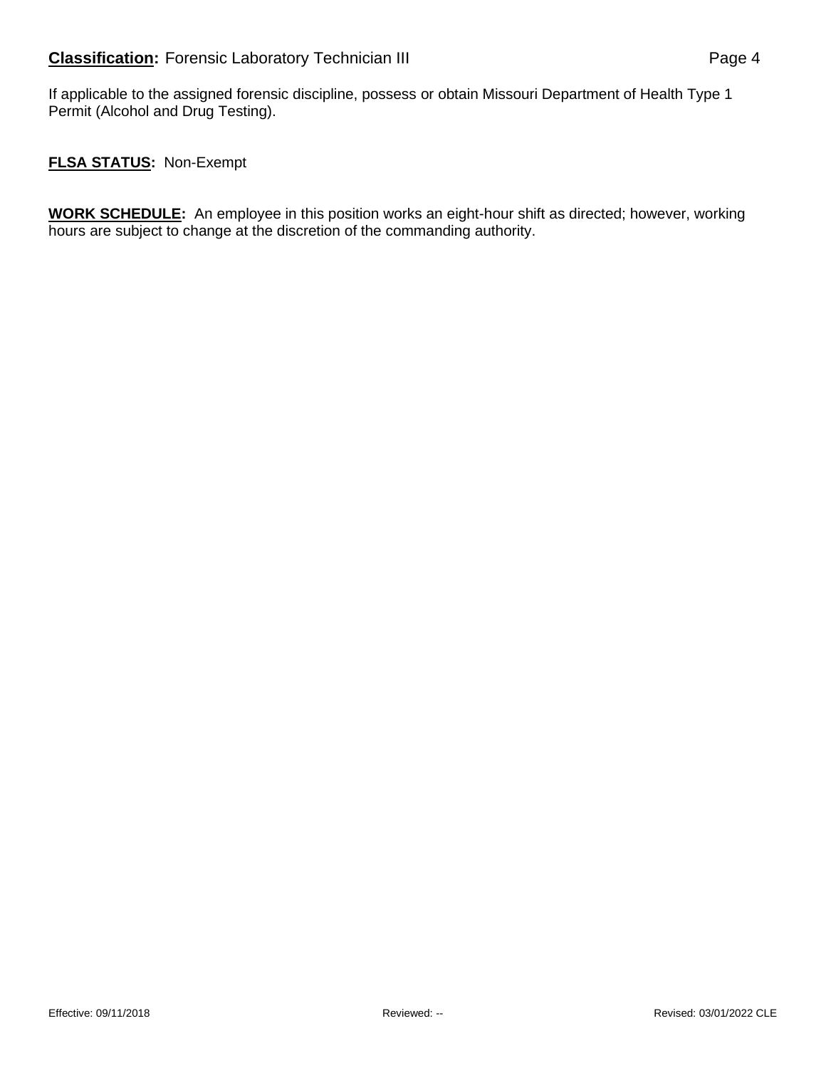If applicable to the assigned forensic discipline, possess or obtain Missouri Department of Health Type 1 Permit (Alcohol and Drug Testing).

**FLSA STATUS:** Non-Exempt

**WORK SCHEDULE:** An employee in this position works an eight-hour shift as directed; however, working hours are subject to change at the discretion of the commanding authority.